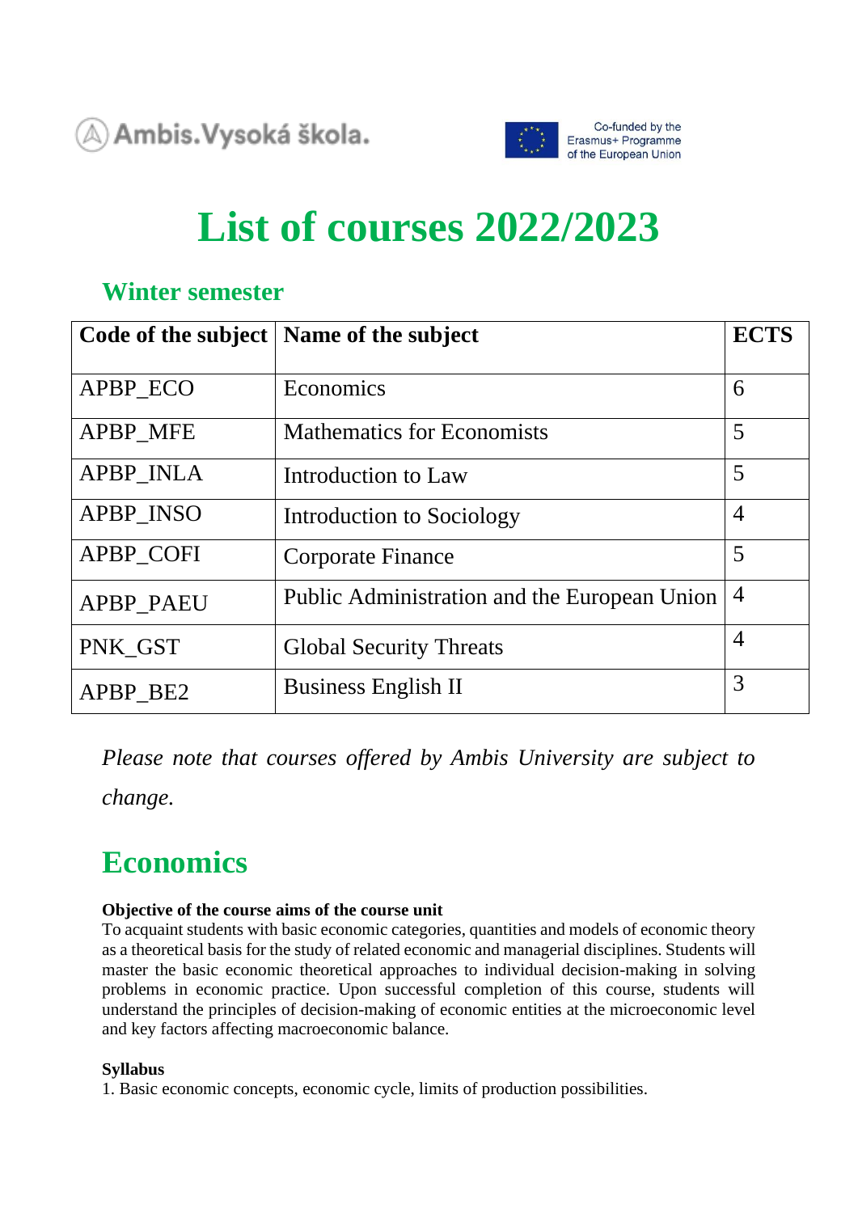Ambis.Vysoká škola.

Co-funded by the Erasmus+ Programme of the European Union

# List of courses 2022/2023

## Winter semester

| Code of the subject | Name of the subject | ECTS |
|---|---|---|
| APBP_ECO | Economics | 6 |
| APBP_MFE | Mathematics for Economists | 5 |
| APBP_INLA | Introduction to Law | 5 |
| APBP_INSO | Introduction to Sociology | 4 |
| APBP_COFI | Corporate Finance | 5 |
| APBP_PAEU | Public Administration and the European Union | 4 |
| PNK_GST | Global Security Threats | 4 |
| APBP_BE2 | Business English II | 3 |

*Please note that courses offered by Ambis University are subject to change.*

## Economics

**Objective of the course aims of the course unit**
To acquaint students with basic economic categories, quantities and models of economic theory as a theoretical basis for the study of related economic and managerial disciplines. Students will master the basic economic theoretical approaches to individual decision-making in solving problems in economic practice. Upon successful completion of this course, students will understand the principles of decision-making of economic entities at the microeconomic level and key factors affecting macroeconomic balance.

**Syllabus**
1. Basic economic concepts, economic cycle, limits of production possibilities.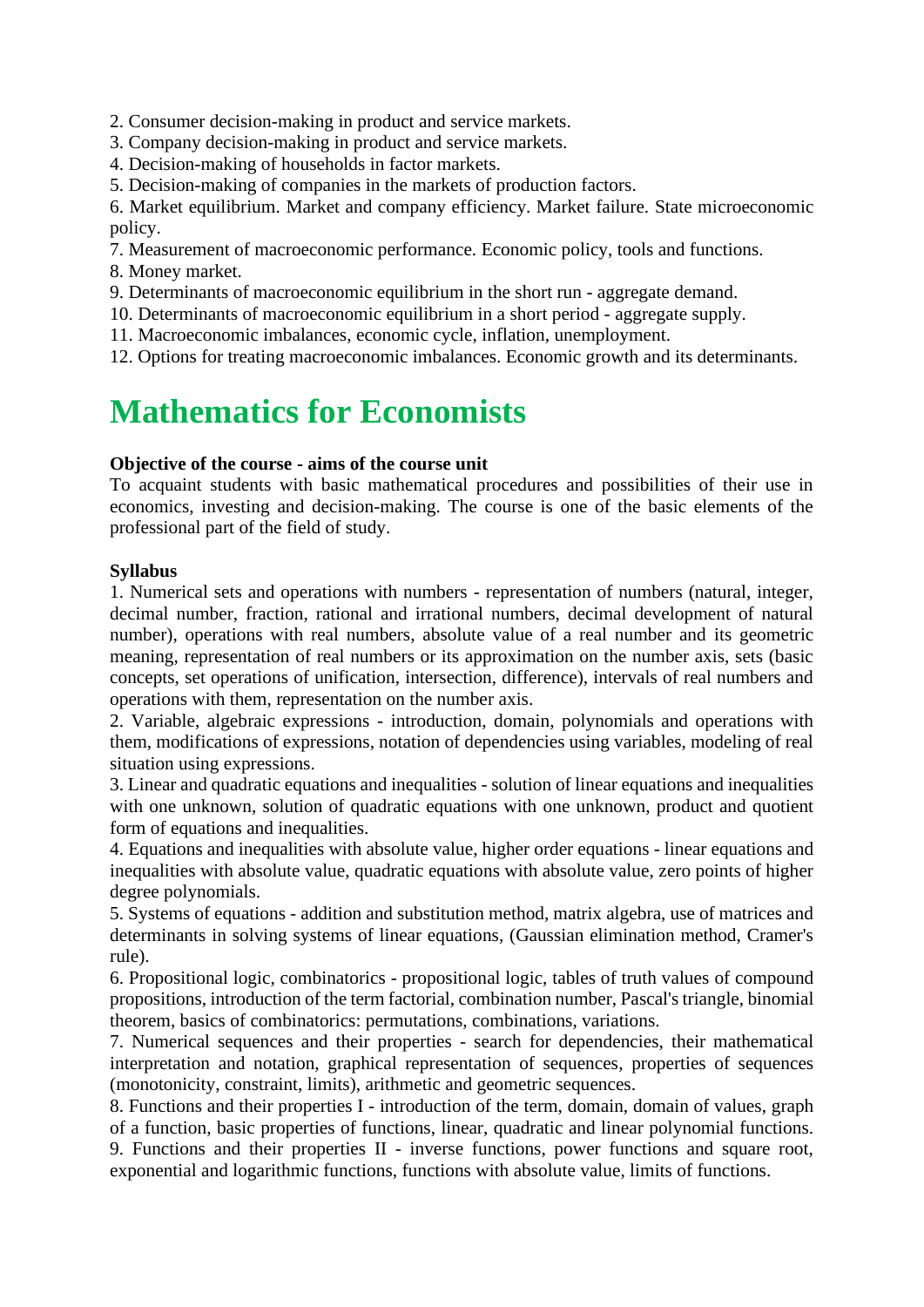2. Consumer decision-making in product and service markets.
3. Company decision-making in product and service markets.
4. Decision-making of households in factor markets.
5. Decision-making of companies in the markets of production factors.
6. Market equilibrium. Market and company efficiency. Market failure. State microeconomic policy.
7. Measurement of macroeconomic performance. Economic policy, tools and functions.
8. Money market.
9. Determinants of macroeconomic equilibrium in the short run - aggregate demand.
10. Determinants of macroeconomic equilibrium in a short period - aggregate supply.
11. Macroeconomic imbalances, economic cycle, inflation, unemployment.
12. Options for treating macroeconomic imbalances. Economic growth and its determinants.

# Mathematics for Economists

**Objective of the course - aims of the course unit**

To acquaint students with basic mathematical procedures and possibilities of their use in economics, investing and decision-making. The course is one of the basic elements of the professional part of the field of study.

**Syllabus**

1. Numerical sets and operations with numbers - representation of numbers (natural, integer, decimal number, fraction, rational and irrational numbers, decimal development of natural number), operations with real numbers, absolute value of a real number and its geometric meaning, representation of real numbers or its approximation on the number axis, sets (basic concepts, set operations of unification, intersection, difference), intervals of real numbers and operations with them, representation on the number axis.
2. Variable, algebraic expressions - introduction, domain, polynomials and operations with them, modifications of expressions, notation of dependencies using variables, modeling of real situation using expressions.
3. Linear and quadratic equations and inequalities - solution of linear equations and inequalities with one unknown, solution of quadratic equations with one unknown, product and quotient form of equations and inequalities.
4. Equations and inequalities with absolute value, higher order equations - linear equations and inequalities with absolute value, quadratic equations with absolute value, zero points of higher degree polynomials.
5. Systems of equations - addition and substitution method, matrix algebra, use of matrices and determinants in solving systems of linear equations, (Gaussian elimination method, Cramer's rule).
6. Propositional logic, combinatorics - propositional logic, tables of truth values of compound propositions, introduction of the term factorial, combination number, Pascal's triangle, binomial theorem, basics of combinatorics: permutations, combinations, variations.
7. Numerical sequences and their properties - search for dependencies, their mathematical interpretation and notation, graphical representation of sequences, properties of sequences (monotonicity, constraint, limits), arithmetic and geometric sequences.
8. Functions and their properties I - introduction of the term, domain, domain of values, graph of a function, basic properties of functions, linear, quadratic and linear polynomial functions.
9. Functions and their properties II - inverse functions, power functions and square root, exponential and logarithmic functions, functions with absolute value, limits of functions.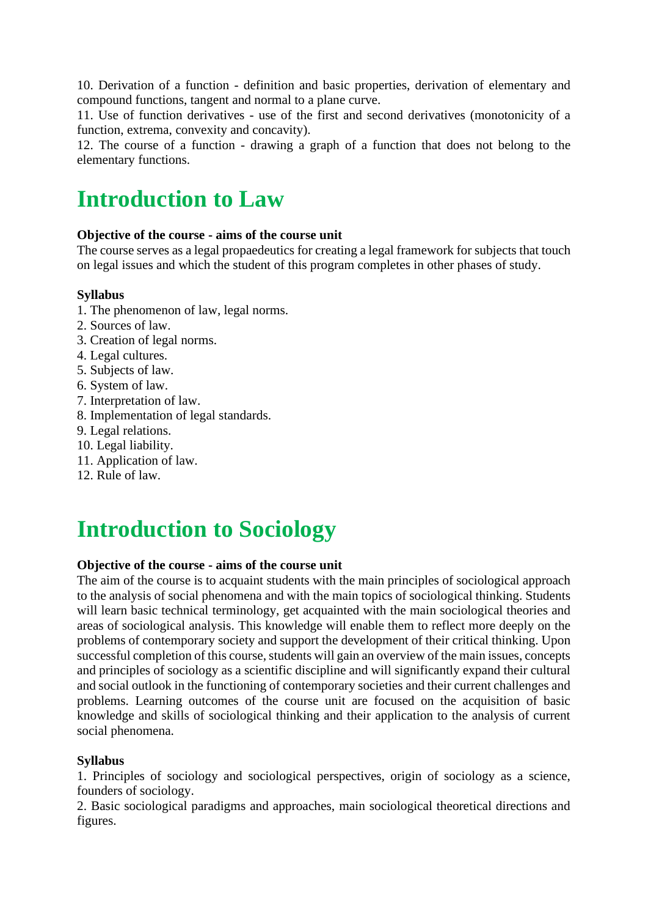10. Derivation of a function - definition and basic properties, derivation of elementary and compound functions, tangent and normal to a plane curve.
11. Use of function derivatives - use of the first and second derivatives (monotonicity of a function, extrema, convexity and concavity).
12. The course of a function - drawing a graph of a function that does not belong to the elementary functions.

# Introduction to Law

**Objective of the course - aims of the course unit**
The course serves as a legal propaedeutics for creating a legal framework for subjects that touch on legal issues and which the student of this program completes in other phases of study.

**Syllabus**
1. The phenomenon of law, legal norms.
2. Sources of law.
3. Creation of legal norms.
4. Legal cultures.
5. Subjects of law.
6. System of law.
7. Interpretation of law.
8. Implementation of legal standards.
9. Legal relations.
10. Legal liability.
11. Application of law.
12. Rule of law.

# Introduction to Sociology

**Objective of the course - aims of the course unit**
The aim of the course is to acquaint students with the main principles of sociological approach to the analysis of social phenomena and with the main topics of sociological thinking. Students will learn basic technical terminology, get acquainted with the main sociological theories and areas of sociological analysis. This knowledge will enable them to reflect more deeply on the problems of contemporary society and support the development of their critical thinking. Upon successful completion of this course, students will gain an overview of the main issues, concepts and principles of sociology as a scientific discipline and will significantly expand their cultural and social outlook in the functioning of contemporary societies and their current challenges and problems. Learning outcomes of the course unit are focused on the acquisition of basic knowledge and skills of sociological thinking and their application to the analysis of current social phenomena.

**Syllabus**
1. Principles of sociology and sociological perspectives, origin of sociology as a science, founders of sociology.
2. Basic sociological paradigms and approaches, main sociological theoretical directions and figures.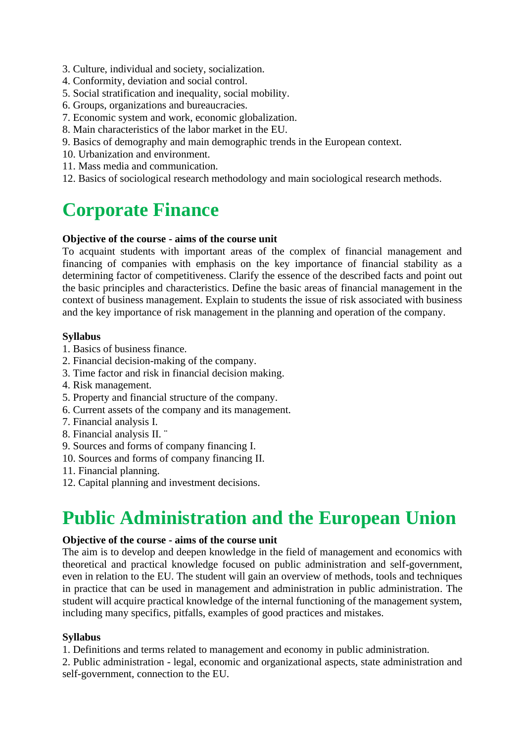3. Culture, individual and society, socialization.
4. Conformity, deviation and social control.
5. Social stratification and inequality, social mobility.
6. Groups, organizations and bureaucracies.
7. Economic system and work, economic globalization.
8. Main characteristics of the labor market in the EU.
9. Basics of demography and main demographic trends in the European context.
10. Urbanization and environment.
11. Mass media and communication.
12. Basics of sociological research methodology and main sociological research methods.

# Corporate Finance

**Objective of the course - aims of the course unit**
To acquaint students with important areas of the complex of financial management and financing of companies with emphasis on the key importance of financial stability as a determining factor of competitiveness. Clarify the essence of the described facts and point out the basic principles and characteristics. Define the basic areas of financial management in the context of business management. Explain to students the issue of risk associated with business and the key importance of risk management in the planning and operation of the company.

**Syllabus**
1. Basics of business finance.
2. Financial decision-making of the company.
3. Time factor and risk in financial decision making.
4. Risk management.
5. Property and financial structure of the company.
6. Current assets of the company and its management.
7. Financial analysis I.
8. Financial analysis II. ¨
9. Sources and forms of company financing I.
10. Sources and forms of company financing II.
11. Financial planning.
12. Capital planning and investment decisions.

# Public Administration and the European Union

**Objective of the course - aims of the course unit**
The aim is to develop and deepen knowledge in the field of management and economics with theoretical and practical knowledge focused on public administration and self-government, even in relation to the EU. The student will gain an overview of methods, tools and techniques in practice that can be used in management and administration in public administration. The student will acquire practical knowledge of the internal functioning of the management system, including many specifics, pitfalls, examples of good practices and mistakes.

**Syllabus**
1. Definitions and terms related to management and economy in public administration.
2. Public administration - legal, economic and organizational aspects, state administration and self-government, connection to the EU.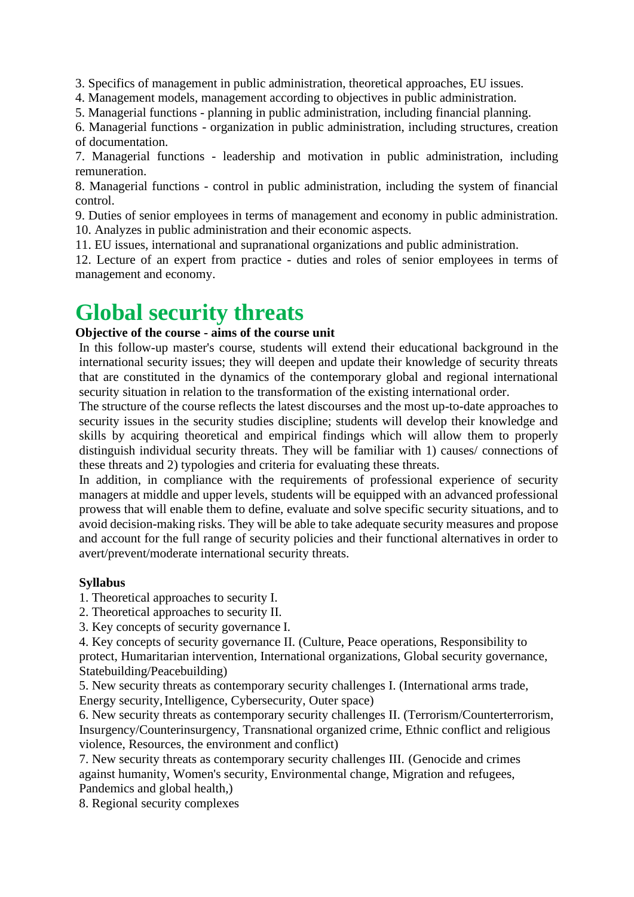3. Specifics of management in public administration, theoretical approaches, EU issues.
4. Management models, management according to objectives in public administration.
5. Managerial functions - planning in public administration, including financial planning.
6. Managerial functions - organization in public administration, including structures, creation of documentation.
7. Managerial functions - leadership and motivation in public administration, including remuneration.
8. Managerial functions - control in public administration, including the system of financial control.
9. Duties of senior employees in terms of management and economy in public administration.
10. Analyzes in public administration and their economic aspects.
11. EU issues, international and supranational organizations and public administration.
12. Lecture of an expert from practice - duties and roles of senior employees in terms of management and economy.

# Global security threats

**Objective of the course - aims of the course unit**

In this follow-up master's course, students will extend their educational background in the international security issues; they will deepen and update their knowledge of security threats that are constituted in the dynamics of the contemporary global and regional international security situation in relation to the transformation of the existing international order.

The structure of the course reflects the latest discourses and the most up-to-date approaches to security issues in the security studies discipline; students will develop their knowledge and skills by acquiring theoretical and empirical findings which will allow them to properly distinguish individual security threats. They will be familiar with 1) causes/ connections of these threats and 2) typologies and criteria for evaluating these threats.

In addition, in compliance with the requirements of professional experience of security managers at middle and upper levels, students will be equipped with an advanced professional prowess that will enable them to define, evaluate and solve specific security situations, and to avoid decision-making risks. They will be able to take adequate security measures and propose and account for the full range of security policies and their functional alternatives in order to avert/prevent/moderate international security threats.

**Syllabus**

1. Theoretical approaches to security I.
2. Theoretical approaches to security II.
3. Key concepts of security governance I.
4. Key concepts of security governance II. (Culture, Peace operations, Responsibility to protect, Humaritarian intervention, International organizations, Global security governance, Statebuilding/Peacebuilding)
5. New security threats as contemporary security challenges I. (International arms trade, Energy security, Intelligence, Cybersecurity, Outer space)
6. New security threats as contemporary security challenges II. (Terrorism/Counterterrorism, Insurgency/Counterinsurgency, Transnational organized crime, Ethnic conflict and religious violence, Resources, the environment and conflict)
7. New security threats as contemporary security challenges III. (Genocide and crimes against humanity, Women's security, Environmental change, Migration and refugees, Pandemics and global health,)
8. Regional security complexes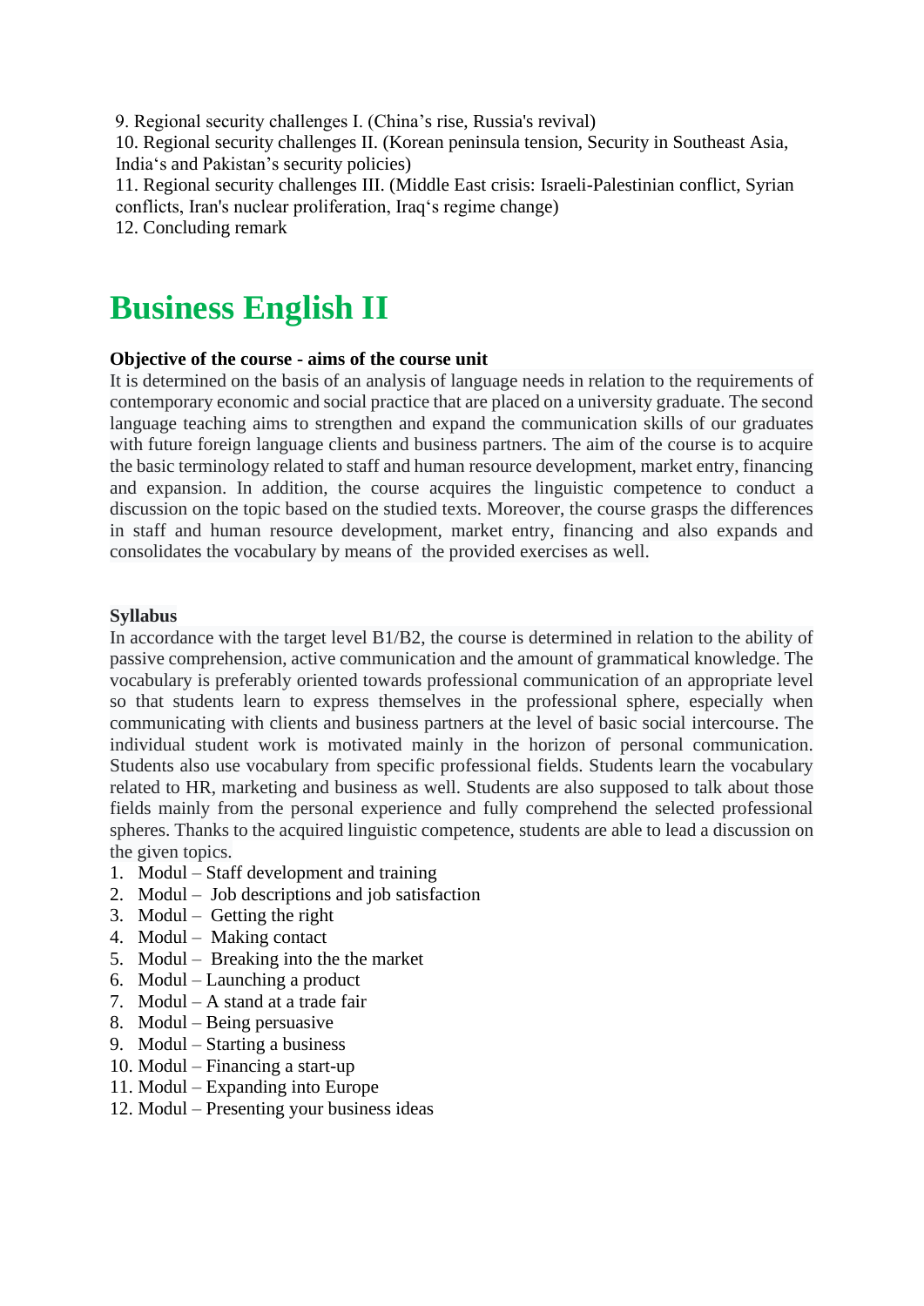9. Regional security challenges I. (China's rise, Russia's revival)
10. Regional security challenges II. (Korean peninsula tension, Security in Southeast Asia, India's and Pakistan's security policies)
11. Regional security challenges III. (Middle East crisis: Israeli-Palestinian conflict, Syrian conflicts, Iran's nuclear proliferation, Iraq's regime change)
12. Concluding remark

# Business English II

**Objective of the course - aims of the course unit**

It is determined on the basis of an analysis of language needs in relation to the requirements of contemporary economic and social practice that are placed on a university graduate. The second language teaching aims to strengthen and expand the communication skills of our graduates with future foreign language clients and business partners. The aim of the course is to acquire the basic terminology related to staff and human resource development, market entry, financing and expansion. In addition, the course acquires the linguistic competence to conduct a discussion on the topic based on the studied texts. Moreover, the course grasps the differences in staff and human resource development, market entry, financing and also expands and consolidates the vocabulary by means of the provided exercises as well.

**Syllabus**

In accordance with the target level B1/B2, the course is determined in relation to the ability of passive comprehension, active communication and the amount of grammatical knowledge. The vocabulary is preferably oriented towards professional communication of an appropriate level so that students learn to express themselves in the professional sphere, especially when communicating with clients and business partners at the level of basic social intercourse. The individual student work is motivated mainly in the horizon of personal communication. Students also use vocabulary from specific professional fields. Students learn the vocabulary related to HR, marketing and business as well. Students are also supposed to talk about those fields mainly from the personal experience and fully comprehend the selected professional spheres. Thanks to the acquired linguistic competence, students are able to lead a discussion on the given topics.

1. Modul – Staff development and training
2. Modul – Job descriptions and job satisfaction
3. Modul – Getting the right
4. Modul – Making contact
5. Modul – Breaking into the the market
6. Modul – Launching a product
7. Modul – A stand at a trade fair
8. Modul – Being persuasive
9. Modul – Starting a business
10. Modul – Financing a start-up
11. Modul – Expanding into Europe
12. Modul – Presenting your business ideas